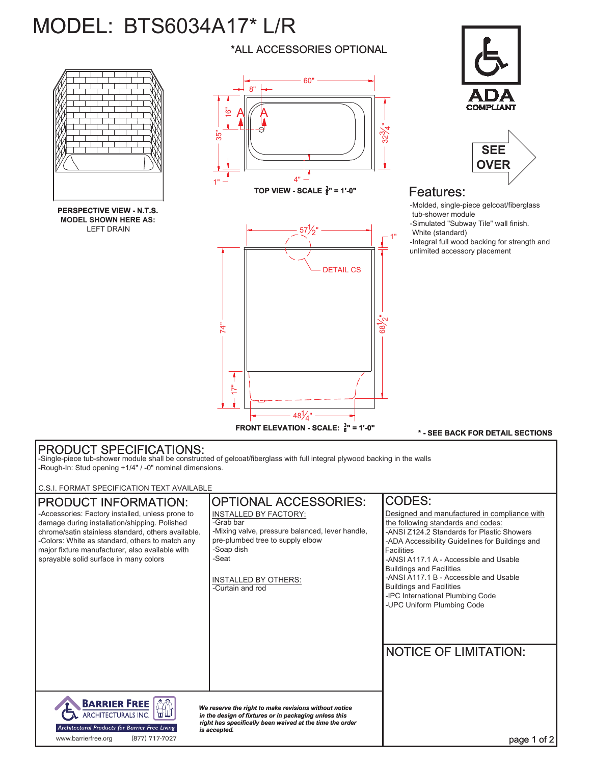# MODEL: BTS6034A17* L/R

*ALL ACCESSORIES OPTIONAL

PERSPECTIVE VIEW - N.T.S.
MODEL SHOWN HERE AS:
LEFT DRAIN

60" 8" 16" 35" 1" 4" $32\frac{3}{4}$" A A

**TOP VIEW - SCALE $\frac{3}{8}$" = 1'-0"**

$57\frac{1}{2}$" 1" DETAIL CS 74" $68\frac{1}{2}$" 17" $48\frac{1}{4}$"

**FRONT ELEVATION - SCALE: $\frac{3}{8}$" = 1'-0"**

ADA COMPLIANT

SEE OVER

## Features:

- Molded, single-piece gelcoat/fiberglass tub-shower module
- Simulated "Subway Tile" wall finish. White (standard)
- Integral full wood backing for strength and unlimited accessory placement

**\* - SEE BACK FOR DETAIL SECTIONS**

## PRODUCT SPECIFICATIONS:

- Single-piece tub-shower module shall be constructed of gelcoat/fiberglass with full integral plywood backing in the walls
- Rough-In: Stud opening +1/4" / -0" nominal dimensions.

C.S.I. FORMAT SPECIFICATION TEXT AVAILABLE

## PRODUCT INFORMATION:

- Accessories: Factory installed, unless prone to damage during installation/shipping. Polished chrome/satin stainless standard, others available.
- Colors: White as standard, others to match any major fixture manufacturer, also available with sprayable solid surface in many colors

## OPTIONAL ACCESSORIES:

INSTALLED BY FACTORY:
- Grab bar
- Mixing valve, pressure balanced, lever handle, pre-plumbed tree to supply elbow
- Soap dish
- Seat

INSTALLED BY OTHERS:
- Curtain and rod

## CODES:

Designed and manufactured in compliance with the following standards and codes:
- ANSI Z124.2 Standards for Plastic Showers
- ADA Accessibility Guidelines for Buildings and Facilities
- ANSI A117.1 A - Accessible and Usable Buildings and Facilities
- ANSI A117.1 B - Accessible and Usable Buildings and Facilities
- IPC International Plumbing Code
- UPC Uniform Plumbing Code

## NOTICE OF LIMITATION:

BARRIER FREE ARCHITECTURALS INC.
Architectural Products for Barrier Free Living
www.barrierfree.org (877) 717-7027

***We reserve the right to make revisions without notice in the design of fixtures or in packaging unless this right has specifically been waived at the time the order is accepted.***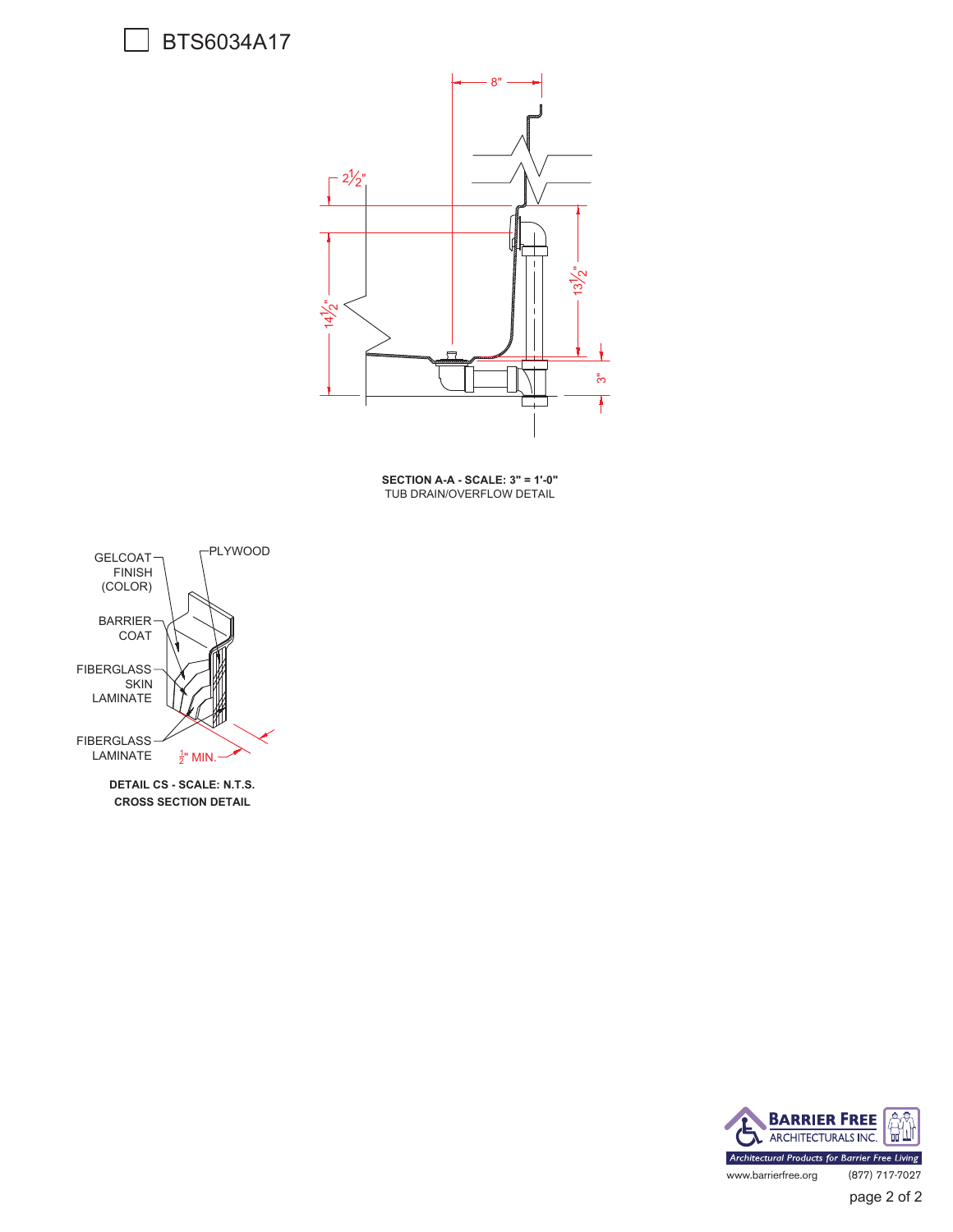☐ BTS6034A17

8"

2½"

14½"

13½"

3"

**SECTION A-A - SCALE: 3" = 1'-0"**
TUB DRAIN/OVERFLOW DETAIL

GELCOAT FINISH (COLOR)

PLYWOOD

BARRIER COAT

FIBERGLASS SKIN LAMINATE

FIBERGLASS LAMINATE

½" MIN.

**DETAIL CS - SCALE: N.T.S.**
**CROSS SECTION DETAIL**

BARRIER FREE ARCHITECTURALS INC.
Architectural Products for Barrier Free Living
www.barrierfree.org (877) 717-7027